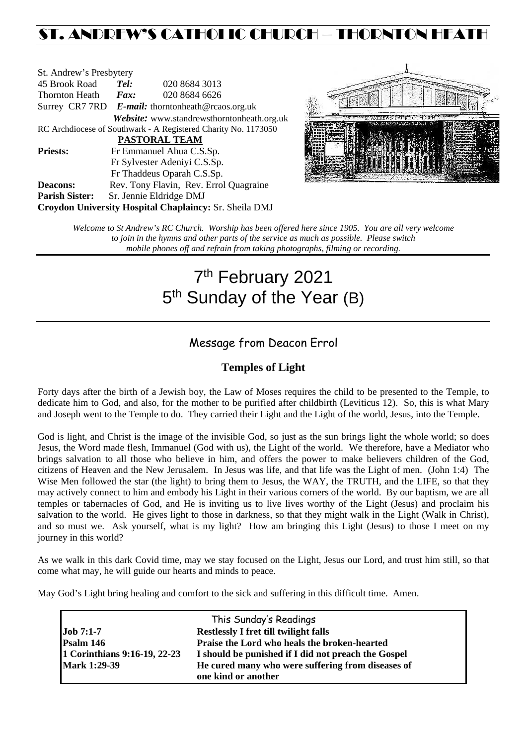# ST. ANDREW'S CATHOLIC CHURCH – THORNTON HEATH

St. Andrew's Presbytery
45 Brook Road *Tel:* 020 8684 3013
Thornton Heath *Fax:* 020 8684 6626
Surrey CR7 7RD *E-mail:* thorntonheath@rcaos.org.uk
*Website:* www.standrewsthorntonheath.org.uk
RC Archdiocese of Southwark - A Registered Charity No. 1173050

**PASTORAL TEAM**

**Priests:** Fr Emmanuel Ahua C.S.Sp.
Fr Sylvester Adeniyi C.S.Sp.
Fr Thaddeus Oparah C.S.Sp.

**Deacons:** Rev. Tony Flavin, Rev. Errol Quagraine

**Parish Sister:** Sr. Jennie Eldridge DMJ

**Croydon University Hospital Chaplaincy:** Sr. Sheila DMJ

*Welcome to St Andrew's RC Church. Worship has been offered here since 1905. You are all very welcome to join in the hymns and other parts of the service as much as possible. Please switch mobile phones off and refrain from taking photographs, filming or recording.*

# 7th February 2021
# 5th Sunday of the Year (B)

## Message from Deacon Errol

### Temples of Light

Forty days after the birth of a Jewish boy, the Law of Moses requires the child to be presented to the Temple, to dedicate him to God, and also, for the mother to be purified after childbirth (Leviticus 12). So, this is what Mary and Joseph went to the Temple to do. They carried their Light and the Light of the world, Jesus, into the Temple.

God is light, and Christ is the image of the invisible God, so just as the sun brings light the whole world; so does Jesus, the Word made flesh, Immanuel (God with us), the Light of the world. We therefore, have a Mediator who brings salvation to all those who believe in him, and offers the power to make believers children of the God, citizens of Heaven and the New Jerusalem. In Jesus was life, and that life was the Light of men. (John 1:4) The Wise Men followed the star (the light) to bring them to Jesus, the WAY, the TRUTH, and the LIFE, so that they may actively connect to him and embody his Light in their various corners of the world. By our baptism, we are all temples or tabernacles of God, and He is inviting us to live lives worthy of the Light (Jesus) and proclaim his salvation to the world. He gives light to those in darkness, so that they might walk in the Light (Walk in Christ), and so must we. Ask yourself, what is my light? How am bringing this Light (Jesus) to those I meet on my journey in this world?

As we walk in this dark Covid time, may we stay focused on the Light, Jesus our Lord, and trust him still, so that come what may, he will guide our hearts and minds to peace.

May God's Light bring healing and comfort to the sick and suffering in this difficult time. Amen.

| This Sunday's Readings | |
|---|---|
| **Job 7:1-7** | **Restlessly I fret till twilight falls** |
| **Psalm 146** | **Praise the Lord who heals the broken-hearted** |
| **1 Corinthians 9:16-19, 22-23** | **I should be punished if I did not preach the Gospel** |
| **Mark 1:29-39** | **He cured many who were suffering from diseases of one kind or another** |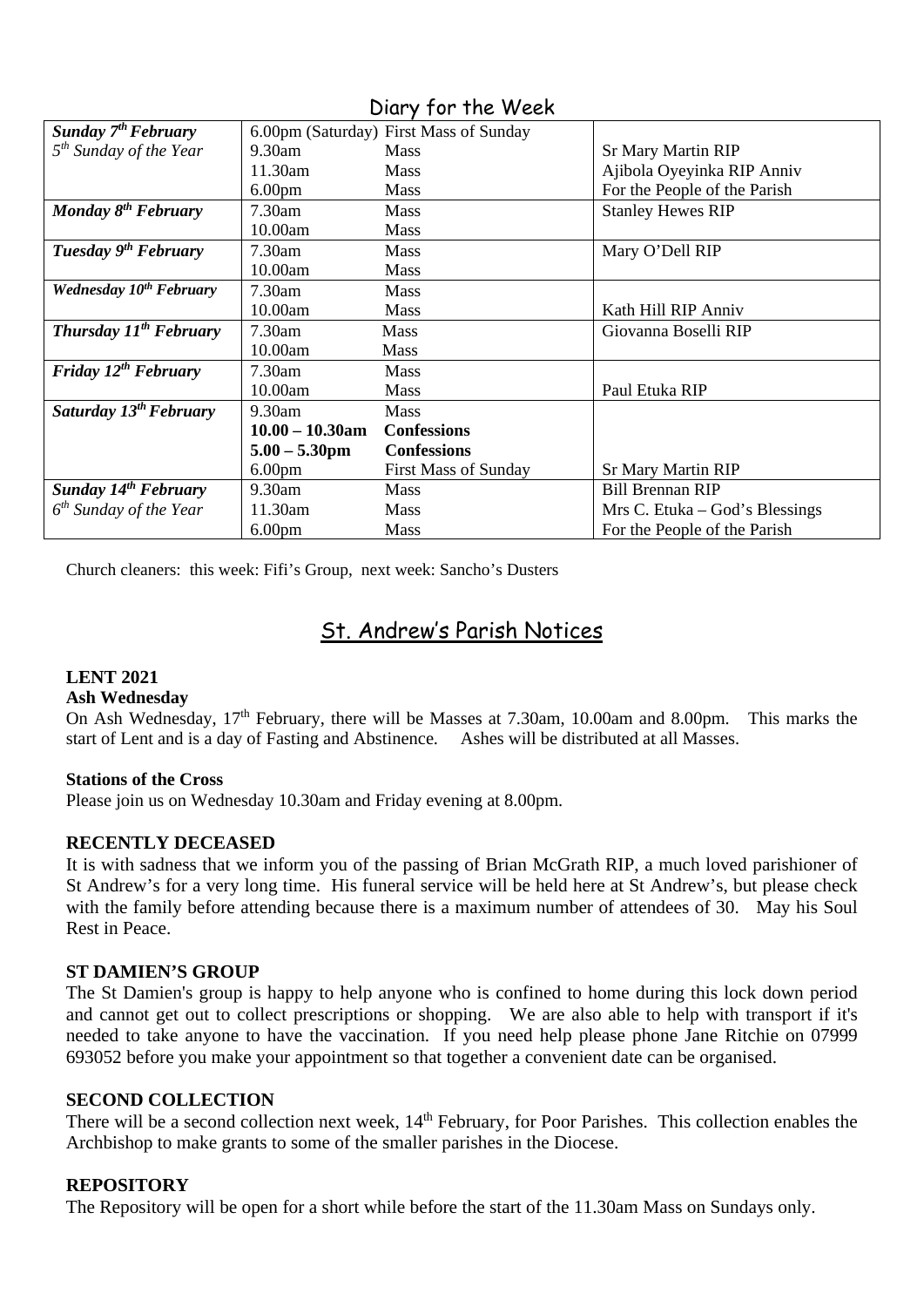## Diary for the Week

| | | | |
|---|---|---|---|
| ***Sunday 7th February*** | 6.00pm (Saturday) | First Mass of Sunday | |
| *5th Sunday of the Year* | 9.30am | Mass | Sr Mary Martin RIP |
| | 11.30am | Mass | Ajibola Oyeyinka RIP Anniv |
| | 6.00pm | Mass | For the People of the Parish |
| ***Monday 8th February*** | 7.30am | Mass | Stanley Hewes RIP |
| | 10.00am | Mass | |
| ***Tuesday 9th February*** | 7.30am | Mass | Mary O'Dell RIP |
| | 10.00am | Mass | |
| ***Wednesday 10th February*** | 7.30am | Mass | |
| | 10.00am | Mass | Kath Hill RIP Anniv |
| ***Thursday 11th February*** | 7.30am | Mass | Giovanna Boselli RIP |
| | 10.00am | Mass | |
| ***Friday 12th February*** | 7.30am | Mass | |
| | 10.00am | Mass | Paul Etuka RIP |
| ***Saturday 13th February*** | 9.30am | Mass | |
| | **10.00 – 10.30am** | **Confessions** | |
| | **5.00 – 5.30pm** | **Confessions** | |
| | 6.00pm | First Mass of Sunday | Sr Mary Martin RIP |
| ***Sunday 14th February*** | 9.30am | Mass | Bill Brennan RIP |
| *6th Sunday of the Year* | 11.30am | Mass | Mrs C. Etuka – God's Blessings |
| | 6.00pm | Mass | For the People of the Parish |

Church cleaners: this week: Fifi's Group, next week: Sancho's Dusters

## St. Andrew's Parish Notices

**LENT 2021**

**Ash Wednesday**

On Ash Wednesday, 17th February, there will be Masses at 7.30am, 10.00am and 8.00pm. This marks the start of Lent and is a day of Fasting and Abstinence. Ashes will be distributed at all Masses.

**Stations of the Cross**

Please join us on Wednesday 10.30am and Friday evening at 8.00pm.

**RECENTLY DECEASED**

It is with sadness that we inform you of the passing of Brian McGrath RIP, a much loved parishioner of St Andrew's for a very long time. His funeral service will be held here at St Andrew's, but please check with the family before attending because there is a maximum number of attendees of 30. May his Soul Rest in Peace.

**ST DAMIEN'S GROUP**

The St Damien's group is happy to help anyone who is confined to home during this lock down period and cannot get out to collect prescriptions or shopping. We are also able to help with transport if it's needed to take anyone to have the vaccination. If you need help please phone Jane Ritchie on 07999 693052 before you make your appointment so that together a convenient date can be organised.

**SECOND COLLECTION**

There will be a second collection next week, 14th February, for Poor Parishes. This collection enables the Archbishop to make grants to some of the smaller parishes in the Diocese.

**REPOSITORY**

The Repository will be open for a short while before the start of the 11.30am Mass on Sundays only.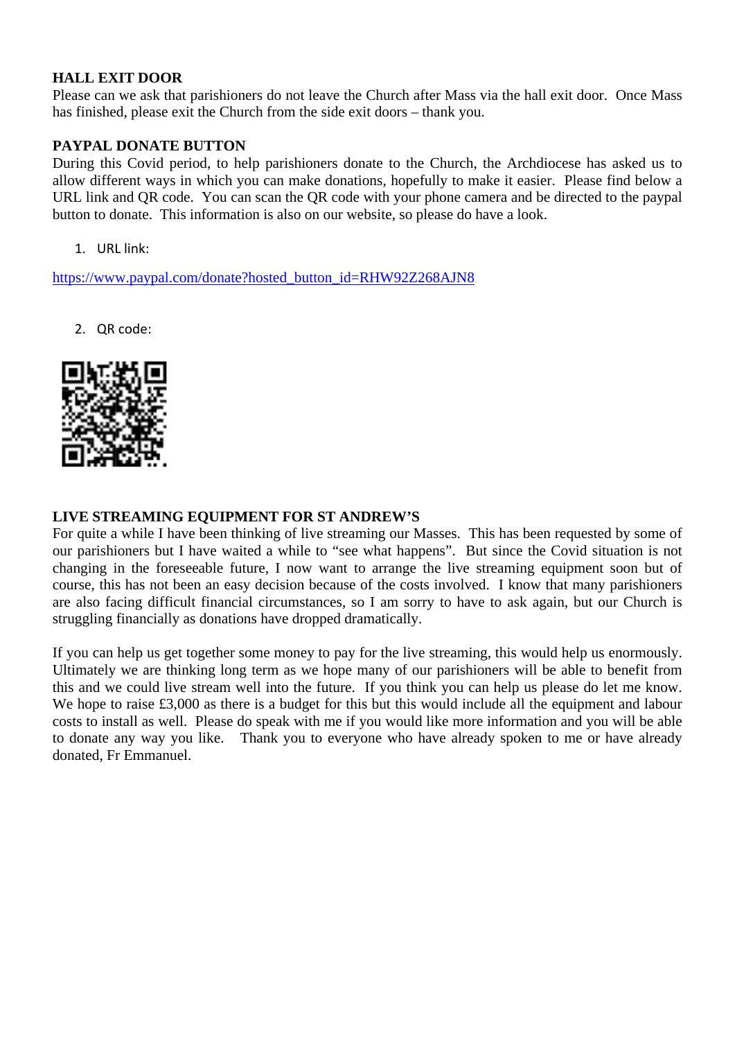**HALL EXIT DOOR**

Please can we ask that parishioners do not leave the Church after Mass via the hall exit door. Once Mass has finished, please exit the Church from the side exit doors – thank you.

**PAYPAL DONATE BUTTON**

During this Covid period, to help parishioners donate to the Church, the Archdiocese has asked us to allow different ways in which you can make donations, hopefully to make it easier. Please find below a URL link and QR code. You can scan the QR code with your phone camera and be directed to the paypal button to donate. This information is also on our website, so please do have a look.

1. URL link:

https://www.paypal.com/donate?hosted_button_id=RHW92Z268AJN8

2. QR code:

**LIVE STREAMING EQUIPMENT FOR ST ANDREW'S**

For quite a while I have been thinking of live streaming our Masses. This has been requested by some of our parishioners but I have waited a while to "see what happens". But since the Covid situation is not changing in the foreseeable future, I now want to arrange the live streaming equipment soon but of course, this has not been an easy decision because of the costs involved. I know that many parishioners are also facing difficult financial circumstances, so I am sorry to have to ask again, but our Church is struggling financially as donations have dropped dramatically.

If you can help us get together some money to pay for the live streaming, this would help us enormously. Ultimately we are thinking long term as we hope many of our parishioners will be able to benefit from this and we could live stream well into the future. If you think you can help us please do let me know. We hope to raise £3,000 as there is a budget for this but this would include all the equipment and labour costs to install as well. Please do speak with me if you would like more information and you will be able to donate any way you like. Thank you to everyone who have already spoken to me or have already donated, Fr Emmanuel.